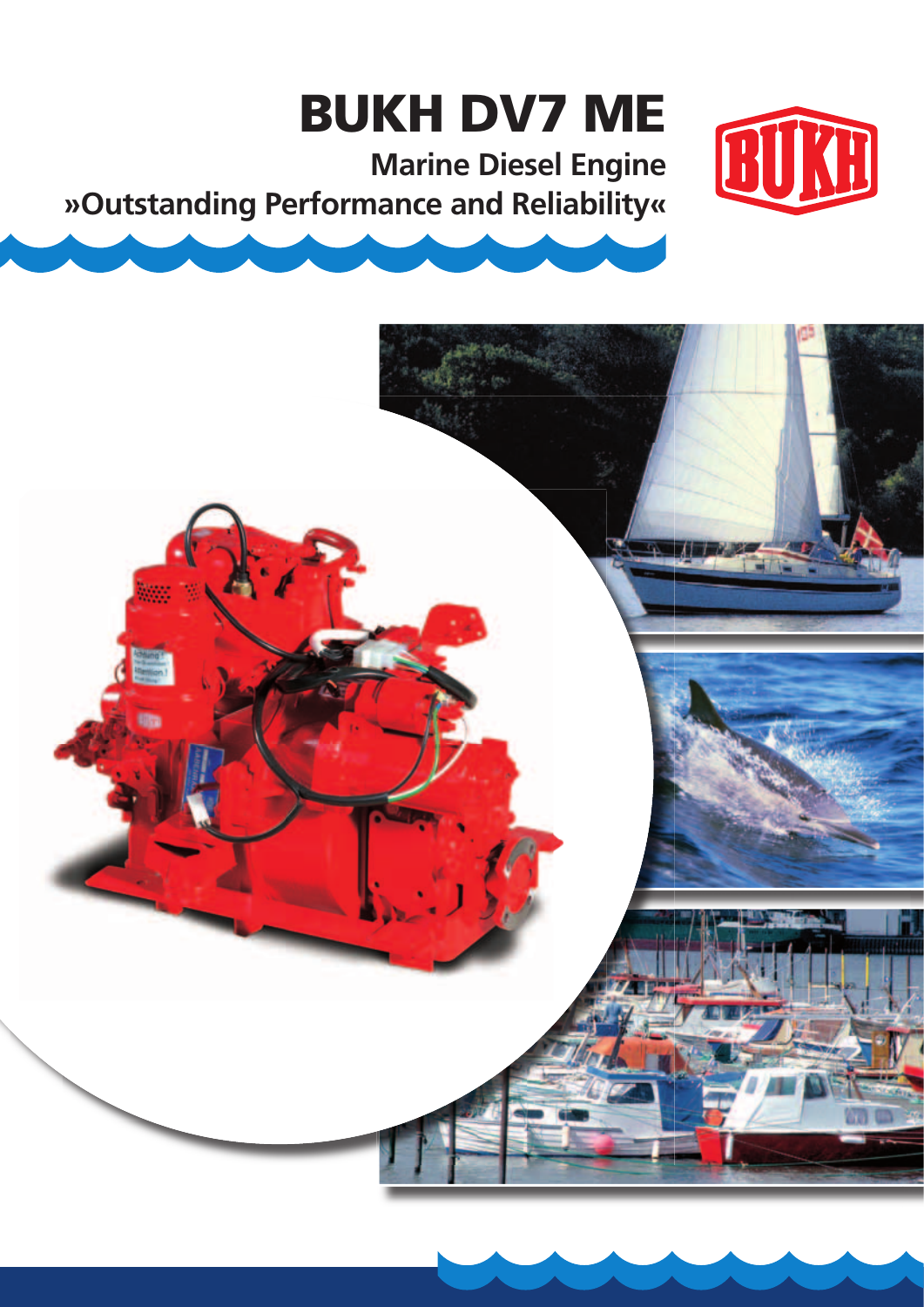# BUKH DV7 ME

## Marine Diesel Engine

**»Outstanding Performance and Reliability«**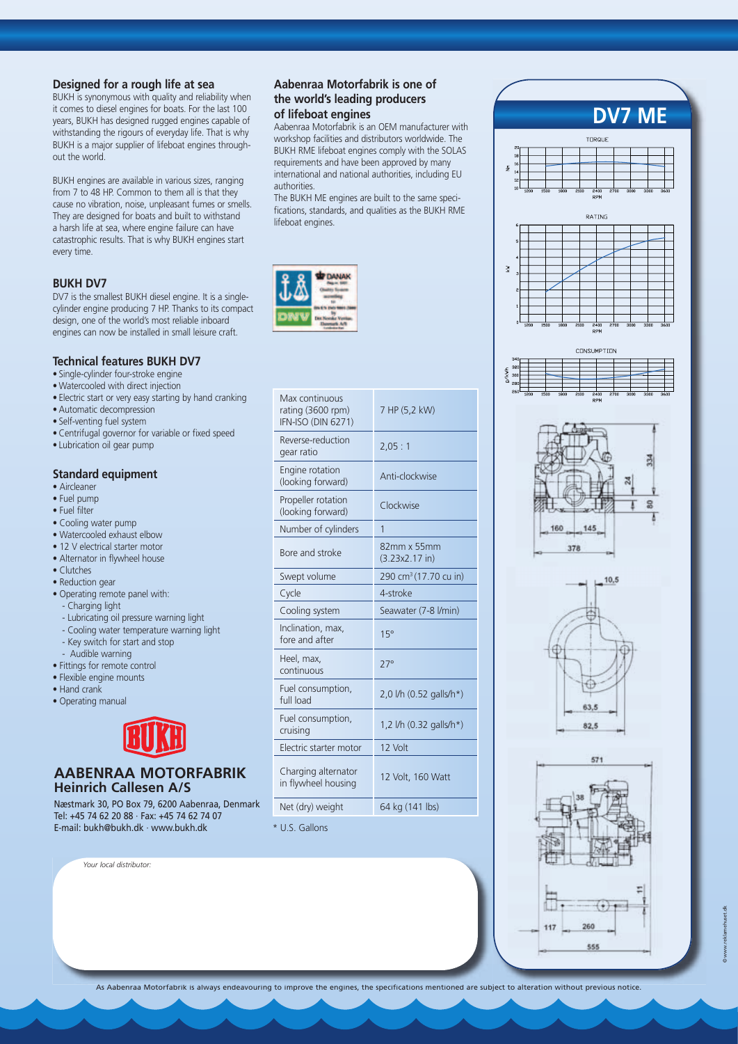### Designed for a rough life at sea

BUKH is synonymous with quality and reliability when it comes to diesel engines for boats. For the last 100 years, BUKH has designed rugged engines capable of withstanding the rigours of everyday life. That is why BUKH is a major supplier of lifeboat engines throughout the world.

BUKH engines are available in various sizes, ranging from 7 to 48 HP. Common to them all is that they cause no vibration, noise, unpleasant fumes or smells. They are designed for boats and built to withstand a harsh life at sea, where engine failure can have catastrophic results. That is why BUKH engines start every time.

### BUKH DV7

DV7 is the smallest BUKH diesel engine. It is a single-cylinder engine producing 7 HP. Thanks to its compact design, one of the world's most reliable inboard engines can now be installed in small leisure craft.

### Technical features BUKH DV7

- Single-cylinder four-stroke engine
- Watercooled with direct injection
- Electric start or very easy starting by hand cranking
- Automatic decompression
- Self-venting fuel system
- Centrifugal governor for variable or fixed speed
- Lubrication oil gear pump

### Standard equipment

- Aircleaner
- Fuel pump
- Fuel filter
- Cooling water pump
- Watercooled exhaust elbow
- 12 V electrical starter motor
- Alternator in flywheel house
- Clutches
- Reduction gear
- Operating remote panel with:
  - Charging light
  - Lubricating oil pressure warning light
  - Cooling water temperature warning light
  - Key switch for start and stop
  - Audible warning
- Fittings for remote control
- Flexible engine mounts
- Hand crank
- Operating manual

BUKH

## AABENRAA MOTORFABRIK
**Heinrich Callesen A/S**

Næstmark 30, PO Box 79, 6200 Aabenraa, Denmark
Tel: +45 74 62 20 88 · Fax: +45 74 62 74 07
E-mail: bukh@bukh.dk · www.bukh.dk

### Aabenraa Motorfabrik is one of the world's leading producers of lifeboat engines

Aabenraa Motorfabrik is an OEM manufacturer with workshop facilities and distributors worldwide. The BUKH RME lifeboat engines comply with the SOLAS requirements and have been approved by many international and national authorities, including EU authorities.

The BUKH ME engines are built to the same specifications, standards, and qualities as the BUKH RME lifeboat engines.

| | |
|---|---|
| Max continuous rating (3600 rpm) IFN-ISO (DIN 6271) | 7 HP (5,2 kW) |
| Reverse-reduction gear ratio | 2,05 : 1 |
| Engine rotation (looking forward) | Anti-clockwise |
| Propeller rotation (looking forward) | Clockwise |
| Number of cylinders | 1 |
| Bore and stroke | 82mm x 55mm (3.23x2.17 in) |
| Swept volume | 290 $cm^3$ (17.70 cu in) |
| Cycle | 4-stroke |
| Cooling system | Seawater (7-8 l/min) |
| Inclination, max, fore and after | 15° |
| Heel, max, continuous | 27° |
| Fuel consumption, full load | 2,0 l/h (0.52 galls/h*) |
| Fuel consumption, cruising | 1,2 l/h (0.32 galls/h*) |
| Electric starter motor | 12 Volt |
| Charging alternator in flywheel housing | 12 Volt, 160 Watt |
| Net (dry) weight | 64 kg (141 lbs) |

\* U.S. Gallons

*Your local distributor:*

## DV7 ME

TORQUE
Nm
10 12 14 16 18 20
1200 1500 1800 2100 2400 2700 3000 3300 3600
RPM

RATING
kW
0 1 2 3 4 5 6
1200 1500 1800 2100 2400 2700 3000 3300 3600
RPM

CONSUMPTION
g/kWh
260 280 300 320 340
1200 1500 1800 2100 2400 2700 3000 3300 3600
RPM

334 24 80 160 145 378

10,5 63,5 82,5

571 38 11 117 260 555

As Aabenraa Motorfabrik is always endeavouring to improve the engines, the specifications mentioned are subject to alteration without previous notice.